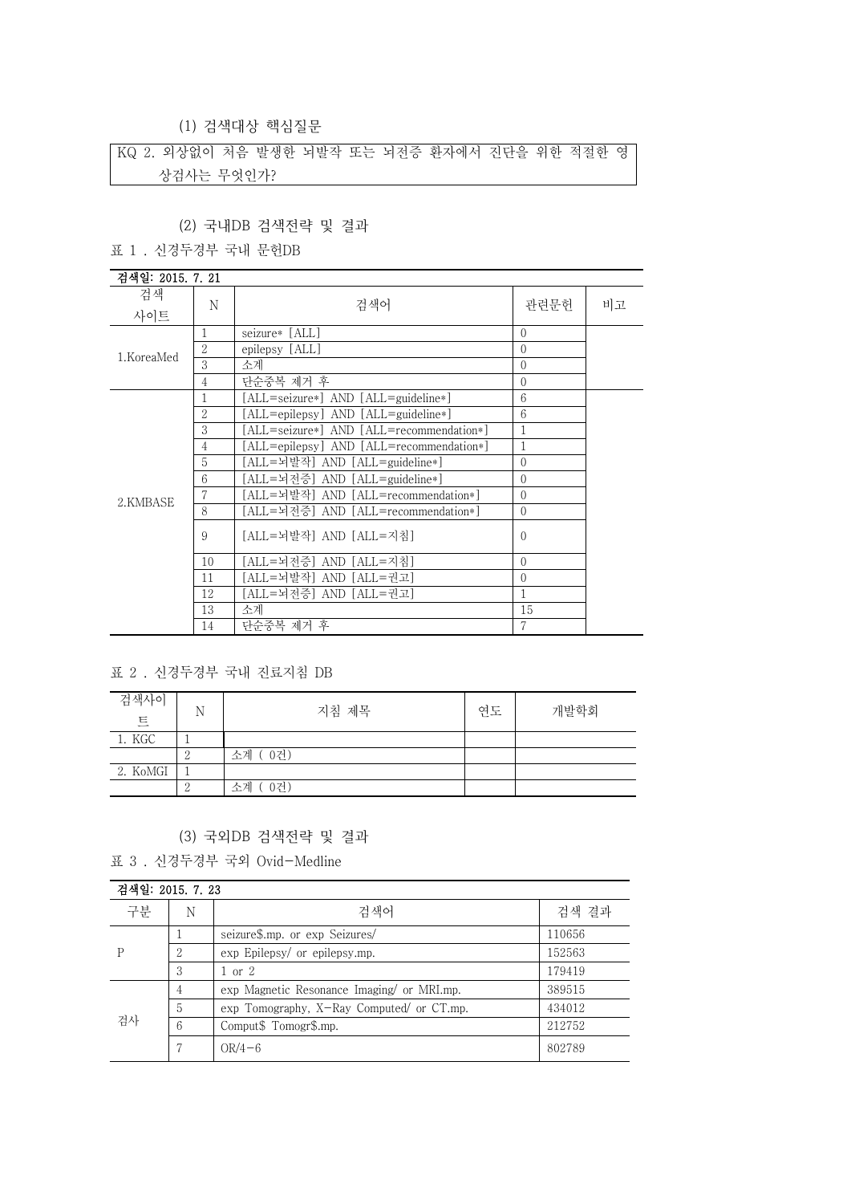(1) 검색대상 핵심질문

| KQ 2. 외상없이 처음 발생한 뇌발작 또는 뇌전증 환자에서 진단을 위한 적절한 영상검사는 무엇인가? |
|---|

(2) 국내DB 검색전략 및 결과

표 1 . 신경두경부 국내 문헌DB

| 검색일: 2015. 7. 21 | | | | |
|---|---|---|---|---|
| 검색 사이트 | N | 검색어 | 관련문헌 | 비고 |
| 1.KoreaMed | 1 | seizure* [ALL] | 0 | |
| | 2 | epilepsy [ALL] | 0 | |
| | 3 | 소계 | 0 | |
| | 4 | 단순중복 제거 후 | 0 | |
| 2.KMBASE | 1 | [ALL=seizure*] AND [ALL=guideline*] | 6 | |
| | 2 | [ALL=epilepsy] AND [ALL=guideline*] | 6 | |
| | 3 | [ALL=seizure*] AND [ALL=recommendation*] | 1 | |
| | 4 | [ALL=epilepsy] AND [ALL=recommendation*] | 1 | |
| | 5 | [ALL=뇌발작] AND [ALL=guideline*] | 0 | |
| | 6 | [ALL=뇌전증] AND [ALL=guideline*] | 0 | |
| | 7 | [ALL=뇌발작] AND [ALL=recommendation*] | 0 | |
| | 8 | [ALL=뇌전증] AND [ALL=recommendation*] | 0 | |
| | 9 | [ALL=뇌발작] AND [ALL=지침] | 0 | |
| | 10 | [ALL=뇌전증] AND [ALL=지침] | 0 | |
| | 11 | [ALL=뇌발작] AND [ALL=권고] | 0 | |
| | 12 | [ALL=뇌전증] AND [ALL=권고] | 1 | |
| | 13 | 소계 | 15 | |
| | 14 | 단순중복 제거 후 | 7 | |

표 2 . 신경두경부 국내 진료지침 DB

| 검색사이트 | N | 지침 제목 | 연도 | 개발학회 |
|---|---|---|---|---|
| 1. KGC | 1 | | | |
| | 2 | 소계 ( 0건) | | |
| 2. KoMGI | 1 | | | |
| | 2 | 소계 ( 0건) | | |

(3) 국외DB 검색전략 및 결과

표 3 . 신경두경부 국외 Ovid-Medline

| 검색일: 2015. 7. 23 | | | |
|---|---|---|---|
| 구분 | N | 검색어 | 검색 결과 |
| P | 1 | seizure$.mp. or exp Seizures/ | 110656 |
| | 2 | exp Epilepsy/ or epilepsy.mp. | 152563 |
| | 3 | 1 or 2 | 179419 |
| 검사 | 4 | exp Magnetic Resonance Imaging/ or MRI.mp. | 389515 |
| | 5 | exp Tomography, X-Ray Computed/ or CT.mp. | 434012 |
| | 6 | Comput$ Tomogr$.mp. | 212752 |
| | 7 | OR/4-6 | 802789 |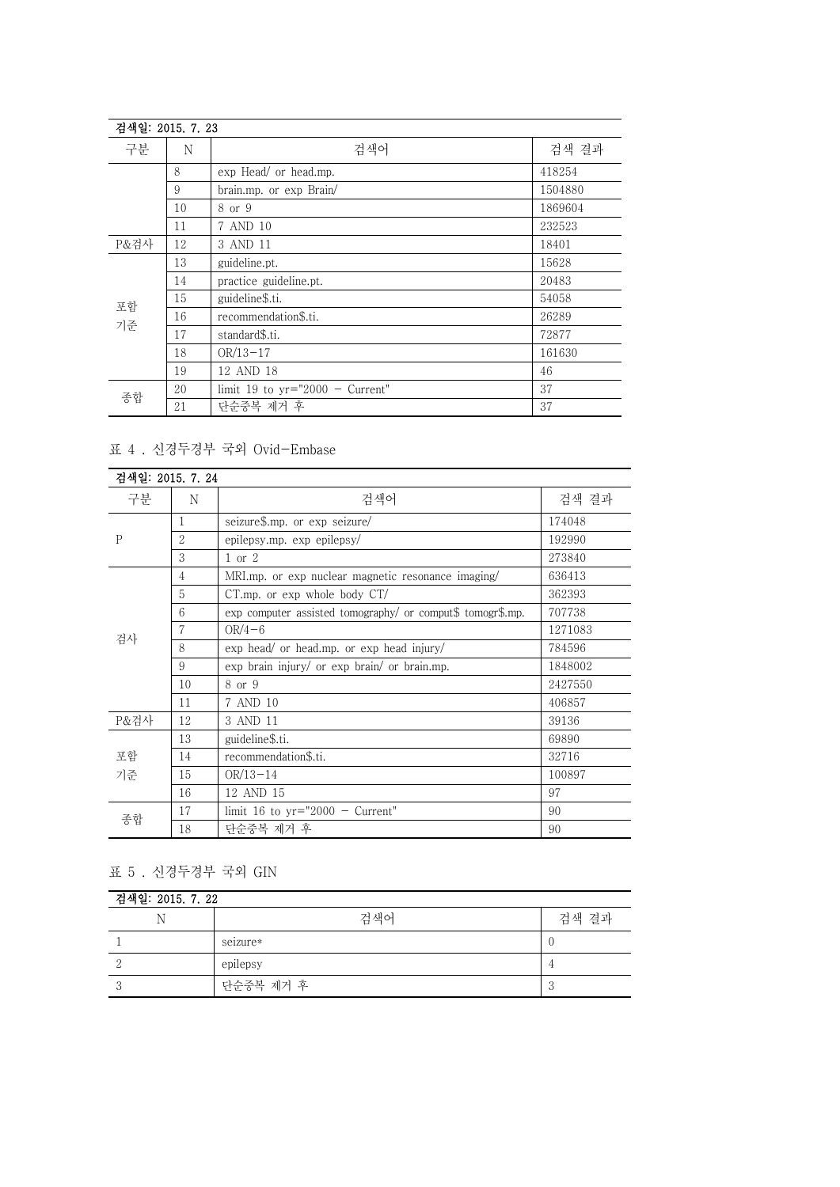| 검색일: 2015. 7. 23 | | | |
|---|---|---|---|
| 구분 | N | 검색어 | 검색 결과 |
| | 8 | exp Head/ or head.mp. | 418254 |
| | 9 | brain.mp. or exp Brain/ | 1504880 |
| | 10 | 8 or 9 | 1869604 |
| | 11 | 7 AND 10 | 232523 |
| P&검사 | 12 | 3 AND 11 | 18401 |
| 포함 기준 | 13 | guideline.pt. | 15628 |
| | 14 | practice guideline.pt. | 20483 |
| | 15 | guideline$.ti. | 54058 |
| | 16 | recommendation$.ti. | 26289 |
| | 17 | standard$.ti. | 72877 |
| | 18 | OR/13-17 | 161630 |
| | 19 | 12 AND 18 | 46 |
| 종합 | 20 | limit 19 to yr="2000 - Current" | 37 |
| | 21 | 단순중복 제거 후 | 37 |

표 4 . 신경두경부 국외 Ovid-Embase

| 검색일: 2015. 7. 24 | | | |
|---|---|---|---|
| 구분 | N | 검색어 | 검색 결과 |
| P | 1 | seizure$.mp. or exp seizure/ | 174048 |
| | 2 | epilepsy.mp. exp epilepsy/ | 192990 |
| | 3 | 1 or 2 | 273840 |
| 검사 | 4 | MRI.mp. or exp nuclear magnetic resonance imaging/ | 636413 |
| | 5 | CT.mp. or exp whole body CT/ | 362393 |
| | 6 | exp computer assisted tomography/ or comput$ tomogr$.mp. | 707738 |
| | 7 | OR/4-6 | 1271083 |
| | 8 | exp head/ or head.mp. or exp head injury/ | 784596 |
| | 9 | exp brain injury/ or exp brain/ or brain.mp. | 1848002 |
| | 10 | 8 or 9 | 2427550 |
| | 11 | 7 AND 10 | 406857 |
| P&검사 | 12 | 3 AND 11 | 39136 |
| 포함 기준 | 13 | guideline$.ti. | 69890 |
| | 14 | recommendation$.ti. | 32716 |
| | 15 | OR/13-14 | 100897 |
| | 16 | 12 AND 15 | 97 |
| 종합 | 17 | limit 16 to yr="2000 - Current" | 90 |
| | 18 | 단순중복 제거 후 | 90 |

표 5 . 신경두경부 국외 GIN

| 검색일: 2015. 7. 22 | | |
|---|---|---|
| N | 검색어 | 검색 결과 |
| 1 | seizure* | 0 |
| 2 | epilepsy | 4 |
| 3 | 단순중복 제거 후 | 3 |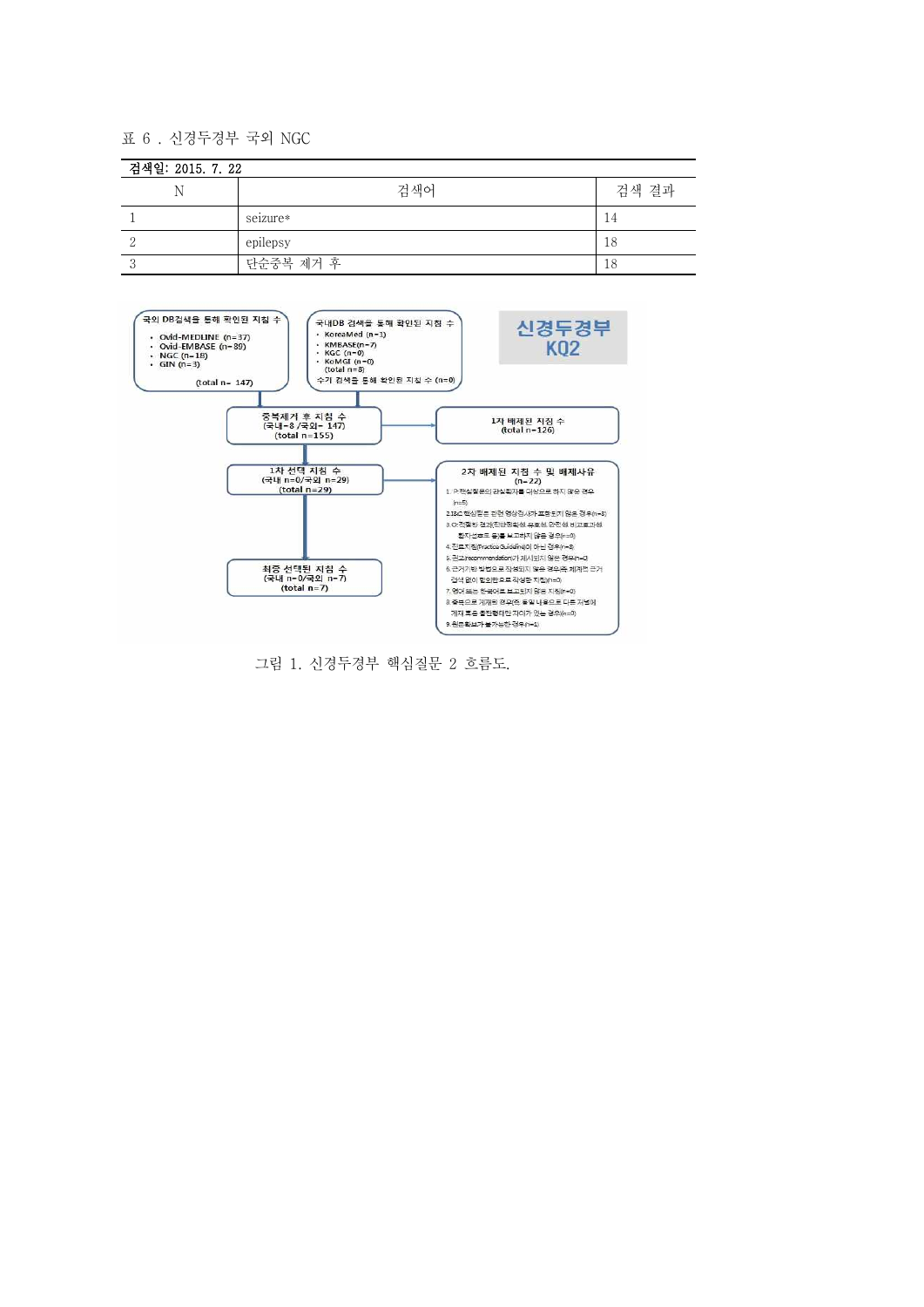표 6 . 신경두경부 국외 NGC

검색일: 2015. 7. 22

| N | 검색어 | 검색 결과 |
|---|---|---|
| 1 | seizure* | 14 |
| 2 | epilepsy | 18 |
| 3 | 단순중복 제거 후 | 18 |

신경두경부 KQ2

국외 DB검색을 통해 확인된 지침 수
- Ovid-MEDLINE (n=37)
- Ovid-EMBASE (n=89)
- NGC (n=18)
- GIN (n=3)

(total n= 147)

국내DB 검색을 통해 확인된 지침 수
- KoreaMed (n=1)
- KMBASE(n=7)
- KGC (n=0)
- KoMGI (n=0)

(total n=8)

수기 검색을 통해 확인된 지침 수 (n=0)

중복제거 후 지침 수 (국내=8 /국외= 147) (total n=155)

1차 배제된 지침 수 (total n=126)

1차 선택 지침 수 (국내 n=0/국외 n=29) (total n=29)

2차 배제된 지침 수 및 배제사유 (n=22)
1. P:핵심질문의 관심환자를 대상으로 하지 않은 경우 (n=5)
2. I&C:핵심질문 관련 영상검사가 포함되지 않은 경우(n=8)
3. O:진료의 결과(진단정확성 유효성 안전성 비교효과성 환자선호도 등)를 보고하지 않은 경우(n=0)
4. 진료지침(Practice Guideline)이 아닌 경우(n=8)
5. 권고(recommendation)가 제시되지 않은 경우(n=0)
6. 근거기반 방법으로 작성되지 않은 경우(즉 체계적 근거 검색 없이 합의만으로 작성한 지침)(n=0)
7. 영어 또는 한국어로 보고되지 않은 지침(n=0)
8. 중복으로 게재된 경우(즉 동일 내용으로 다른 저널에 게재 혹은 출판형태만 차이가 있는 경우)(n=0)
9. 원문확보가 불가능한 경우(n=1)

최종 선택된 지침 수 (국내 n=0/국외 n=7) (total n=7)

그림 1. 신경두경부 핵심질문 2 흐름도.